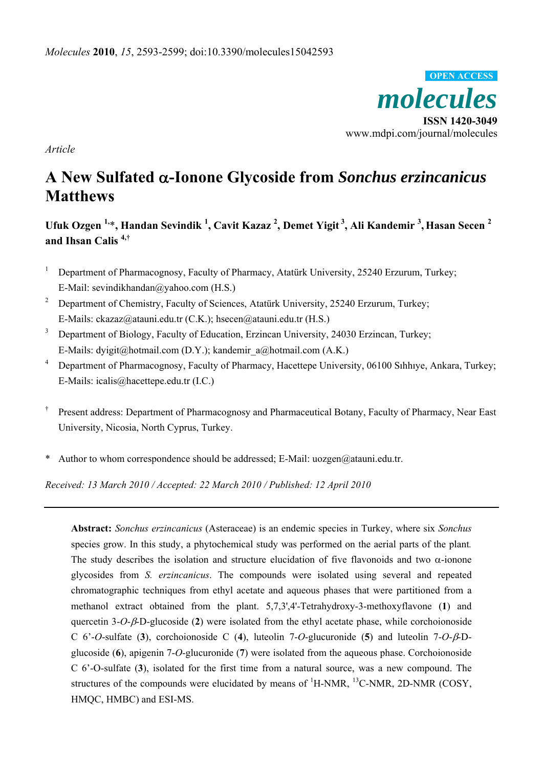*Article*

# A New Sulfated α-Ionone Glycoside from *Sonchus erzincanicus* Matthews

**Ufuk Ozgen [1,*], Handan Sevindik [1], Cavit Kazaz [2], Demet Yigit [3], Ali Kandemir [3], Hasan Secen [2] and Ihsan Calis [4,†]**

[1] Department of Pharmacognosy, Faculty of Pharmacy, Atatürk University, 25240 Erzurum, Turkey; E-Mail: sevindikhandan@yahoo.com (H.S.)

[2] Department of Chemistry, Faculty of Sciences, Atatürk University, 25240 Erzurum, Turkey; E-Mails: ckazaz@atauni.edu.tr (C.K.); hsecen@atauni.edu.tr (H.S.)

[3] Department of Biology, Faculty of Education, Erzincan University, 24030 Erzincan, Turkey; E-Mails: dyigit@hotmail.com (D.Y.); kandemir_a@hotmail.com (A.K.)

[4] Department of Pharmacognosy, Faculty of Pharmacy, Hacettepe University, 06100 Sıhhıye, Ankara, Turkey; E-Mails: icalis@hacettepe.edu.tr (I.C.)

[†] Present address: Department of Pharmacognosy and Pharmaceutical Botany, Faculty of Pharmacy, Near East University, Nicosia, North Cyprus, Turkey.

\* Author to whom correspondence should be addressed; E-Mail: uozgen@atauni.edu.tr.

*Received: 13 March 2010 / Accepted: 22 March 2010 / Published: 12 April 2010*

---

**Abstract:** *Sonchus erzincanicus* (Asteraceae) is an endemic species in Turkey, where six *Sonchus* species grow. In this study, a phytochemical study was performed on the aerial parts of the plant. The study describes the isolation and structure elucidation of five flavonoids and two α-ionone glycosides from *S. erzincanicus*. The compounds were isolated using several and repeated chromatographic techniques from ethyl acetate and aqueous phases that were partitioned from a methanol extract obtained from the plant. 5,7,3',4'-Tetrahydroxy-3-methoxyflavone (**1**) and quercetin 3-*O*-*β*-D-glucoside (**2**) were isolated from the ethyl acetate phase, while corchoionoside C 6'-*O*-sulfate (**3**), corchoionoside C (**4**), luteolin 7-*O*-glucuronide (**5**) and luteolin 7-*O*-*β*-D-glucoside (**6**), apigenin 7-*O*-glucuronide (**7**) were isolated from the aqueous phase. Corchoionoside C 6'-O-sulfate (**3**), isolated for the first time from a natural source, was a new compound. The structures of the compounds were elucidated by means of $^{1}$H-NMR, $^{13}$C-NMR, 2D-NMR (COSY, HMQC, HMBC) and ESI-MS.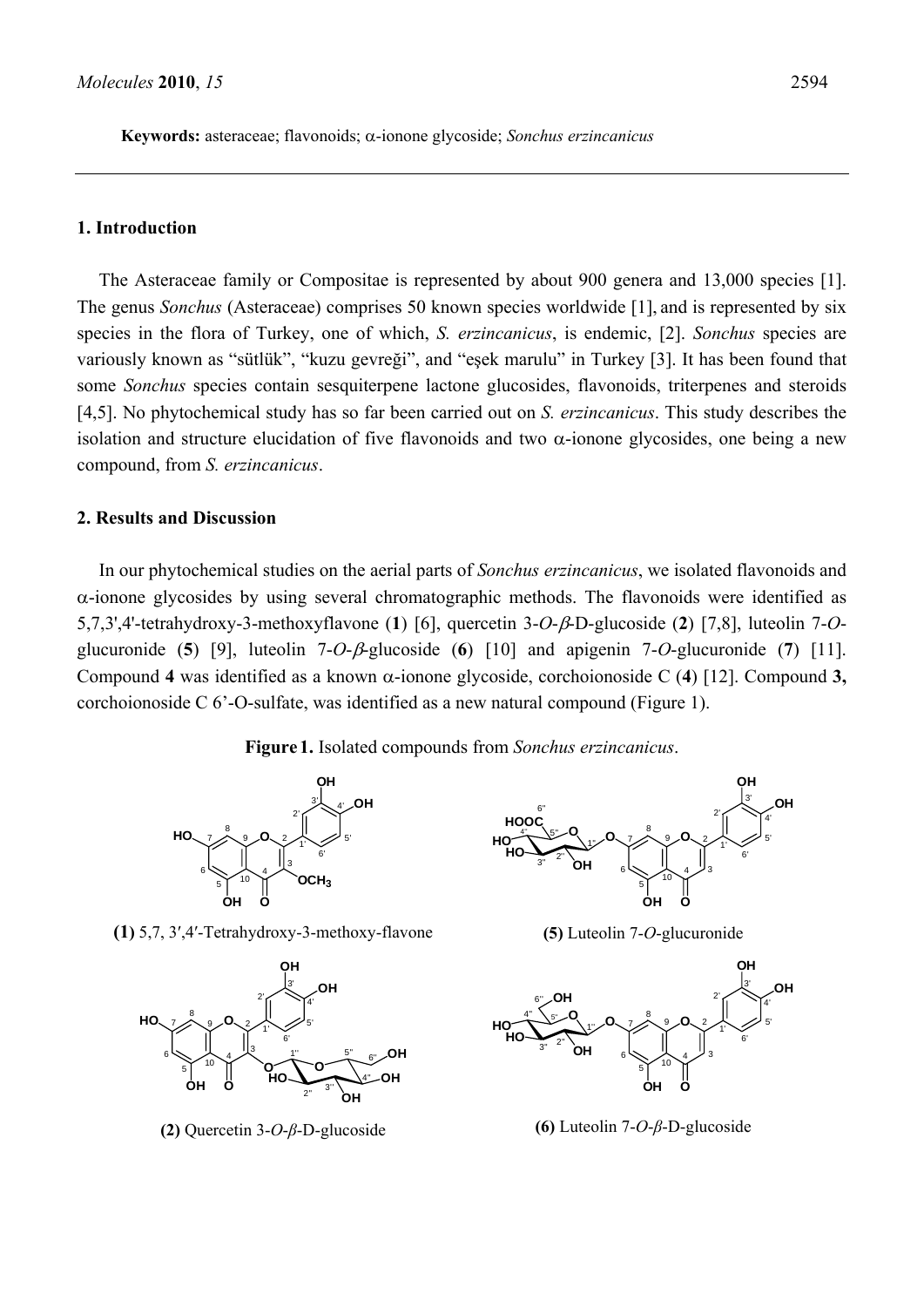**Keywords:** asteraceae; flavonoids; α-ionone glycoside; *Sonchus erzincanicus*

## 1. Introduction

The Asteraceae family or Compositae is represented by about 900 genera and 13,000 species [1]. The genus *Sonchus* (Asteraceae) comprises 50 known species worldwide [1], and is represented by six species in the flora of Turkey, one of which, *S. erzincanicus*, is endemic, [2]. *Sonchus* species are variously known as "sütlük", "kuzu gevreği", and "eşek marulu" in Turkey [3]. It has been found that some *Sonchus* species contain sesquiterpene lactone glucosides, flavonoids, triterpenes and steroids [4,5]. No phytochemical study has so far been carried out on *S. erzincanicus*. This study describes the isolation and structure elucidation of five flavonoids and two α-ionone glycosides, one being a new compound, from *S. erzincanicus*.

## 2. Results and Discussion

In our phytochemical studies on the aerial parts of *Sonchus erzincanicus*, we isolated flavonoids and α-ionone glycosides by using several chromatographic methods. The flavonoids were identified as 5,7,3',4'-tetrahydroxy-3-methoxyflavone (**1**) [6], quercetin 3-*O*-*β*-D-glucoside (**2**) [7,8], luteolin 7-*O*-glucuronide (**5**) [9], luteolin 7-*O*-*β*-glucoside (**6**) [10] and apigenin 7-*O*-glucuronide (**7**) [11]. Compound **4** was identified as a known α-ionone glycoside, corchoionoside C (**4**) [12]. Compound **3**, corchoionoside C 6'-O-sulfate, was identified as a new natural compound (Figure 1).

**Figure 1.** Isolated compounds from *Sonchus erzincanicus*.

**(1)** 5,7, 3′,4′-Tetrahydroxy-3-methoxy-flavone

**(5)** Luteolin 7-*O*-glucuronide

**(2)** Quercetin 3-*O*-*β*-D-glucoside

**(6)** Luteolin 7-*O*-*β*-D-glucoside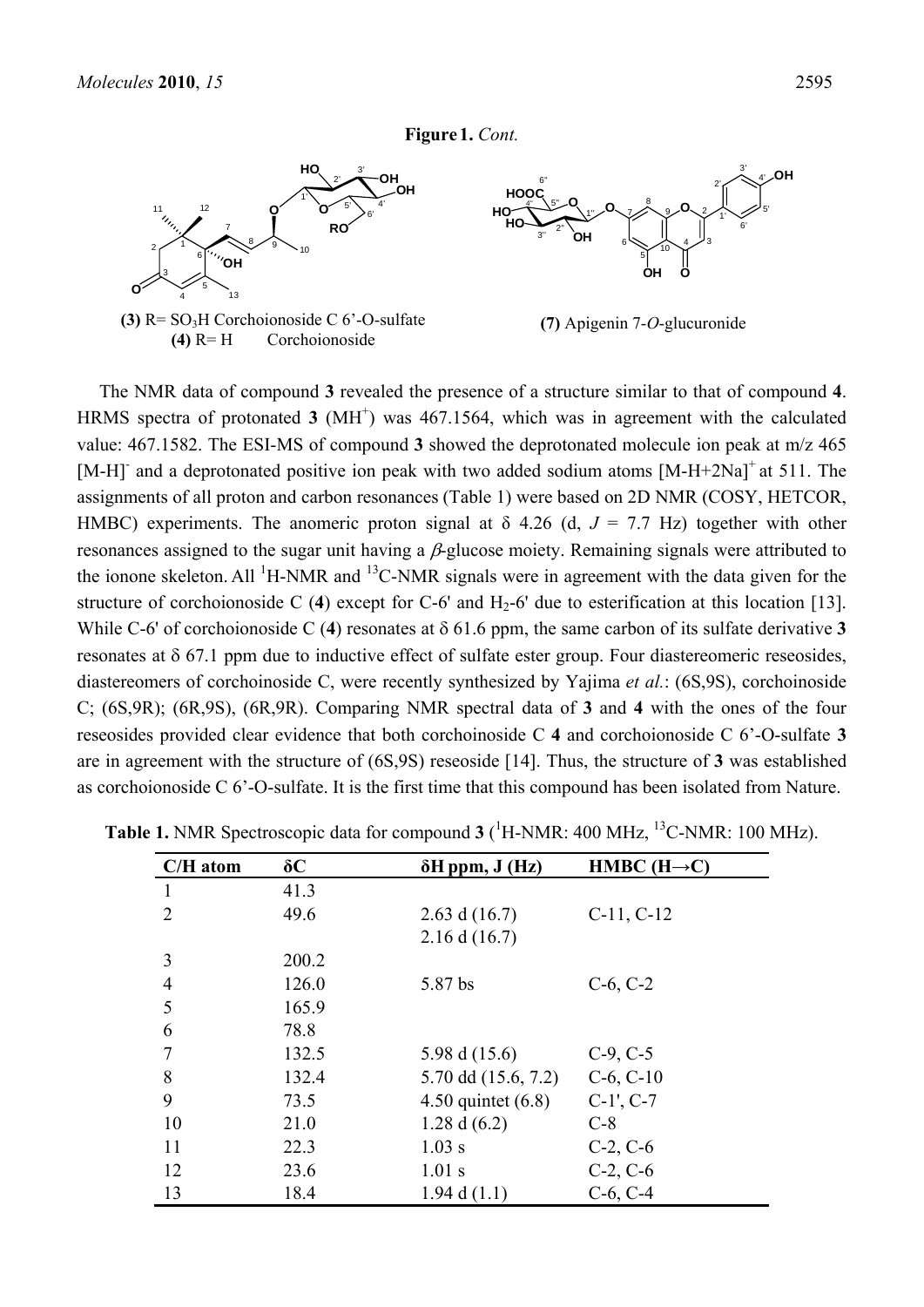**Figure 1.** *Cont.*

**(3)** R= $SO_3H$ Corchoionoside C 6'-O-sulfate
**(4)** R= H Corchoionoside

**(7)** Apigenin 7-*O*-glucuronide

The NMR data of compound **3** revealed the presence of a structure similar to that of compound **4**. HRMS spectra of protonated **3** ($MH^+$) was 467.1564, which was in agreement with the calculated value: 467.1582. The ESI-MS of compound **3** showed the deprotonated molecule ion peak at m/z 465 $[M-H]^-$ and a deprotonated positive ion peak with two added sodium atoms $[M-H+2Na]^+$ at 511. The assignments of all proton and carbon resonances (Table 1) were based on 2D NMR (COSY, HETCOR, HMBC) experiments. The anomeric proton signal at δ 4.26 (d, *J* = 7.7 Hz) together with other resonances assigned to the sugar unit having a *β*-glucose moiety. Remaining signals were attributed to the ionone skeleton. All $^1$H-NMR and $^{13}$C-NMR signals were in agreement with the data given for the structure of corchoionoside C (**4**) except for C-6' and $H_2$-6' due to esterification at this location [13]. While C-6' of corchoionoside C (**4**) resonates at δ 61.6 ppm, the same carbon of its sulfate derivative **3** resonates at δ 67.1 ppm due to inductive effect of sulfate ester group. Four diastereomeric reseosides, diastereomers of corchoinoside C, were recently synthesized by Yajima *et al.*: (6S,9S), corchoinoside C; (6S,9R); (6R,9S), (6R,9R). Comparing NMR spectral data of **3** and **4** with the ones of the four reseosides provided clear evidence that both corchoinoside C **4** and corchoionoside C 6'-O-sulfate **3** are in agreement with the structure of (6S,9S) reseoside [14]. Thus, the structure of **3** was established as corchoionoside C 6'-O-sulfate. It is the first time that this compound has been isolated from Nature.

**Table 1.** NMR Spectroscopic data for compound **3** ($^1$H-NMR: 400 MHz, $^{13}$C-NMR: 100 MHz).

| C/H atom | δC | δH ppm, J (Hz) | HMBC (H→C) |
|---|---|---|---|
| 1 | 41.3 | | |
| 2 | 49.6 | 2.63 d (16.7)<br>2.16 d (16.7) | C-11, C-12 |
| 3 | 200.2 | | |
| 4 | 126.0 | 5.87 bs | C-6, C-2 |
| 5 | 165.9 | | |
| 6 | 78.8 | | |
| 7 | 132.5 | 5.98 d (15.6) | C-9, C-5 |
| 8 | 132.4 | 5.70 dd (15.6, 7.2) | C-6, C-10 |
| 9 | 73.5 | 4.50 quintet (6.8) | C-1', C-7 |
| 10 | 21.0 | 1.28 d (6.2) | C-8 |
| 11 | 22.3 | 1.03 s | C-2, C-6 |
| 12 | 23.6 | 1.01 s | C-2, C-6 |
| 13 | 18.4 | 1.94 d (1.1) | C-6, C-4 |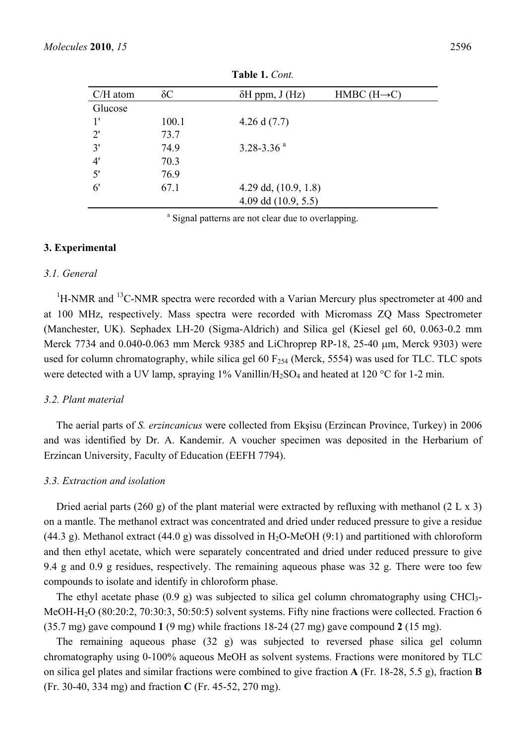**Table 1.** *Cont.*

| C/H atom | δC | δH ppm, J (Hz) | HMBC (H→C) |
|---|---|---|---|
| Glucose | | | |
| 1' | 100.1 | 4.26 d (7.7) | |
| 2' | 73.7 | | |
| 3' | 74.9 | 3.28-3.36 [a] | |
| 4' | 70.3 | | |
| 5' | 76.9 | | |
| 6' | 67.1 | 4.29 dd, (10.9, 1.8) | |
| | | 4.09 dd (10.9, 5.5) | |

[a] Signal patterns are not clear due to overlapping.

## 3. Experimental

### 3.1. General

$^{1}H$-NMR and $^{13}C$-NMR spectra were recorded with a Varian Mercury plus spectrometer at 400 and at 100 MHz, respectively. Mass spectra were recorded with Micromass ZQ Mass Spectrometer (Manchester, UK). Sephadex LH-20 (Sigma-Aldrich) and Silica gel (Kiesel gel 60, 0.063-0.2 mm Merck 7734 and 0.040-0.063 mm Merck 9385 and LiChroprep RP-18, 25-40 μm, Merck 9303) were used for column chromatography, while silica gel 60 $F_{254}$ (Merck, 5554) was used for TLC. TLC spots were detected with a UV lamp, spraying 1% Vanillin/$H_2SO_4$ and heated at 120 °C for 1-2 min.

### 3.2. Plant material

The aerial parts of *S. erzincanicus* were collected from Ekşisu (Erzincan Province, Turkey) in 2006 and was identified by Dr. A. Kandemir. A voucher specimen was deposited in the Herbarium of Erzincan University, Faculty of Education (EEFH 7794).

### 3.3. Extraction and isolation

Dried aerial parts (260 g) of the plant material were extracted by refluxing with methanol (2 L x 3) on a mantle. The methanol extract was concentrated and dried under reduced pressure to give a residue (44.3 g). Methanol extract (44.0 g) was dissolved in $H_2O$-MeOH (9:1) and partitioned with chloroform and then ethyl acetate, which were separately concentrated and dried under reduced pressure to give 9.4 g and 0.9 g residues, respectively. The remaining aqueous phase was 32 g. There were too few compounds to isolate and identify in chloroform phase.

The ethyl acetate phase (0.9 g) was subjected to silica gel column chromatography using $CHCl_3$-MeOH-$H_2O$ (80:20:2, 70:30:3, 50:50:5) solvent systems. Fifty nine fractions were collected. Fraction 6 (35.7 mg) gave compound **1** (9 mg) while fractions 18-24 (27 mg) gave compound **2** (15 mg).

The remaining aqueous phase (32 g) was subjected to reversed phase silica gel column chromatography using 0-100% aqueous MeOH as solvent systems. Fractions were monitored by TLC on silica gel plates and similar fractions were combined to give fraction **A** (Fr. 18-28, 5.5 g), fraction **B** (Fr. 30-40, 334 mg) and fraction **C** (Fr. 45-52, 270 mg).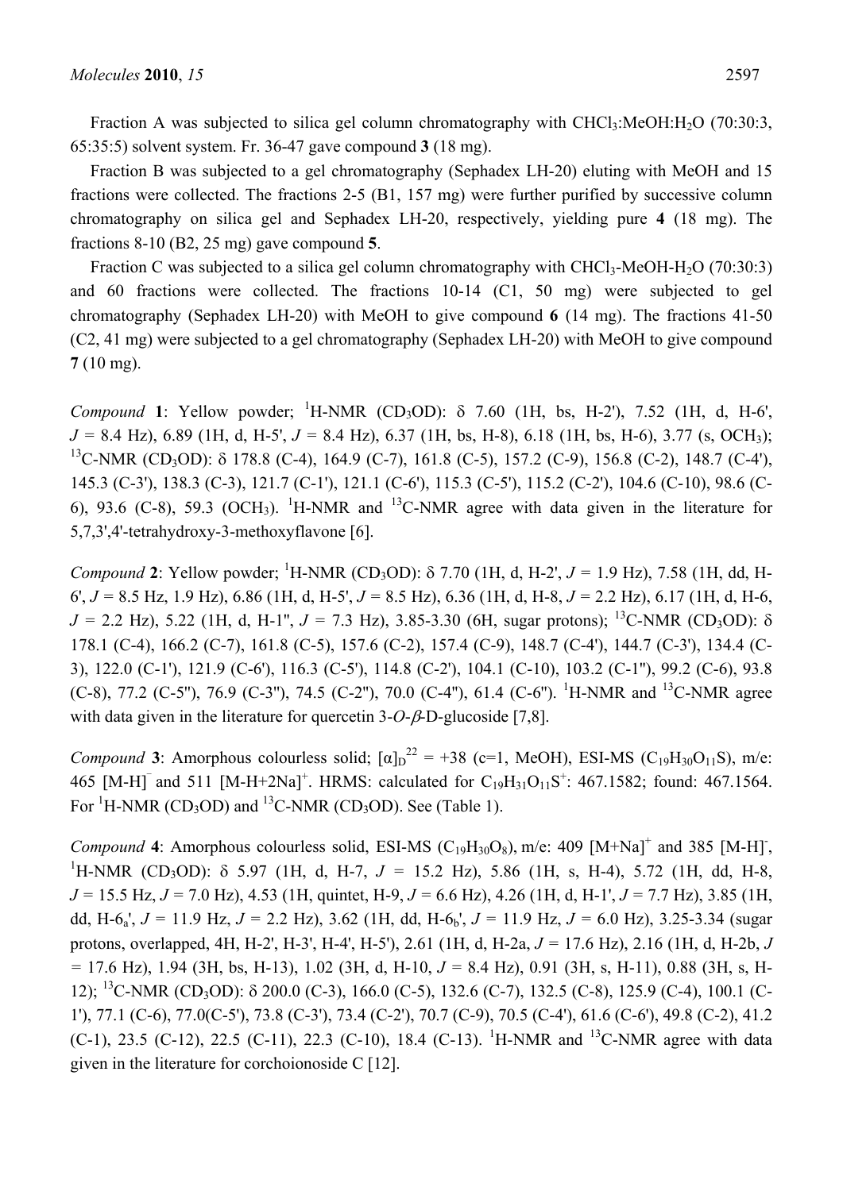Fraction A was subjected to silica gel column chromatography with $CHCl_3$:MeOH:$H_2O$ (70:30:3, 65:35:5) solvent system. Fr. 36-47 gave compound **3** (18 mg).

Fraction B was subjected to a gel chromatography (Sephadex LH-20) eluting with MeOH and 15 fractions were collected. The fractions 2-5 (B1, 157 mg) were further purified by successive column chromatography on silica gel and Sephadex LH-20, respectively, yielding pure **4** (18 mg). The fractions 8-10 (B2, 25 mg) gave compound **5**.

Fraction C was subjected to a silica gel column chromatography with $CHCl_3$-MeOH-$H_2O$ (70:30:3) and 60 fractions were collected. The fractions 10-14 (C1, 50 mg) were subjected to gel chromatography (Sephadex LH-20) with MeOH to give compound **6** (14 mg). The fractions 41-50 (C2, 41 mg) were subjected to a gel chromatography (Sephadex LH-20) with MeOH to give compound **7** (10 mg).

*Compound* **1**: Yellow powder; $^{1}$H-NMR ($CD_3OD$): δ 7.60 (1H, bs, H-2'), 7.52 (1H, d, H-6', *J* = 8.4 Hz), 6.89 (1H, d, H-5', *J* = 8.4 Hz), 6.37 (1H, bs, H-8), 6.18 (1H, bs, H-6), 3.77 (s, $OCH_3$); $^{13}$C-NMR ($CD_3OD$): δ 178.8 (C-4), 164.9 (C-7), 161.8 (C-5), 157.2 (C-9), 156.8 (C-2), 148.7 (C-4'), 145.3 (C-3'), 138.3 (C-3), 121.7 (C-1'), 121.1 (C-6'), 115.3 (C-5'), 115.2 (C-2'), 104.6 (C-10), 98.6 (C-6), 93.6 (C-8), 59.3 ($OCH_3$). $^{1}$H-NMR and $^{13}$C-NMR agree with data given in the literature for 5,7,3',4'-tetrahydroxy-3-methoxyflavone [6].

*Compound* **2**: Yellow powder; $^{1}$H-NMR ($CD_3OD$): δ 7.70 (1H, d, H-2', *J* = 1.9 Hz), 7.58 (1H, dd, H-6', *J* = 8.5 Hz, 1.9 Hz), 6.86 (1H, d, H-5', *J* = 8.5 Hz), 6.36 (1H, d, H-8, *J* = 2.2 Hz), 6.17 (1H, d, H-6, *J* = 2.2 Hz), 5.22 (1H, d, H-1'', *J* = 7.3 Hz), 3.85-3.30 (6H, sugar protons); $^{13}$C-NMR ($CD_3OD$): δ 178.1 (C-4), 166.2 (C-7), 161.8 (C-5), 157.6 (C-2), 157.4 (C-9), 148.7 (C-4'), 144.7 (C-3'), 134.4 (C-3), 122.0 (C-1'), 121.9 (C-6'), 116.3 (C-5'), 114.8 (C-2'), 104.1 (C-10), 103.2 (C-1''), 99.2 (C-6), 93.8 (C-8), 77.2 (C-5''), 76.9 (C-3''), 74.5 (C-2''), 70.0 (C-4''), 61.4 (C-6''). $^{1}$H-NMR and $^{13}$C-NMR agree with data given in the literature for quercetin 3-*O*-$\beta$-D-glucoside [7,8].

*Compound* **3**: Amorphous colourless solid; $[\alpha]_D^{22}$ = +38 (c=1, MeOH), ESI-MS ($C_{19}H_{30}O_{11}S$), m/e: 465 $[M-H]^-$ and 511 $[M-H+2Na]^+$. HRMS: calculated for $C_{19}H_{31}O_{11}S^+$: 467.1582; found: 467.1564. For $^{1}$H-NMR ($CD_3OD$) and $^{13}$C-NMR ($CD_3OD$). See (Table 1).

*Compound* **4**: Amorphous colourless solid, ESI-MS ($C_{19}H_{30}O_8$), m/e: 409 $[M+Na]^+$ and 385 $[M-H]^-$, $^{1}$H-NMR ($CD_3OD$): δ 5.97 (1H, d, H-7, *J* = 15.2 Hz), 5.86 (1H, s, H-4), 5.72 (1H, dd, H-8, *J* = 15.5 Hz, *J* = 7.0 Hz), 4.53 (1H, quintet, H-9, *J* = 6.6 Hz), 4.26 (1H, d, H-1', *J* = 7.7 Hz), 3.85 (1H, dd, H-$6_a$', *J* = 11.9 Hz, *J* = 2.2 Hz), 3.62 (1H, dd, H-$6_b$', *J* = 11.9 Hz, *J* = 6.0 Hz), 3.25-3.34 (sugar protons, overlapped, 4H, H-2', H-3', H-4', H-5'), 2.61 (1H, d, H-2a, *J* = 17.6 Hz), 2.16 (1H, d, H-2b, *J* = 17.6 Hz), 1.94 (3H, bs, H-13), 1.02 (3H, d, H-10, *J* = 8.4 Hz), 0.91 (3H, s, H-11), 0.88 (3H, s, H-12); $^{13}$C-NMR ($CD_3OD$): δ 200.0 (C-3), 166.0 (C-5), 132.6 (C-7), 132.5 (C-8), 125.9 (C-4), 100.1 (C-1'), 77.1 (C-6), 77.0(C-5'), 73.8 (C-3'), 73.4 (C-2'), 70.7 (C-9), 70.5 (C-4'), 61.6 (C-6'), 49.8 (C-2), 41.2 (C-1), 23.5 (C-12), 22.5 (C-11), 22.3 (C-10), 18.4 (C-13). $^{1}$H-NMR and $^{13}$C-NMR agree with data given in the literature for corchoionoside C [12].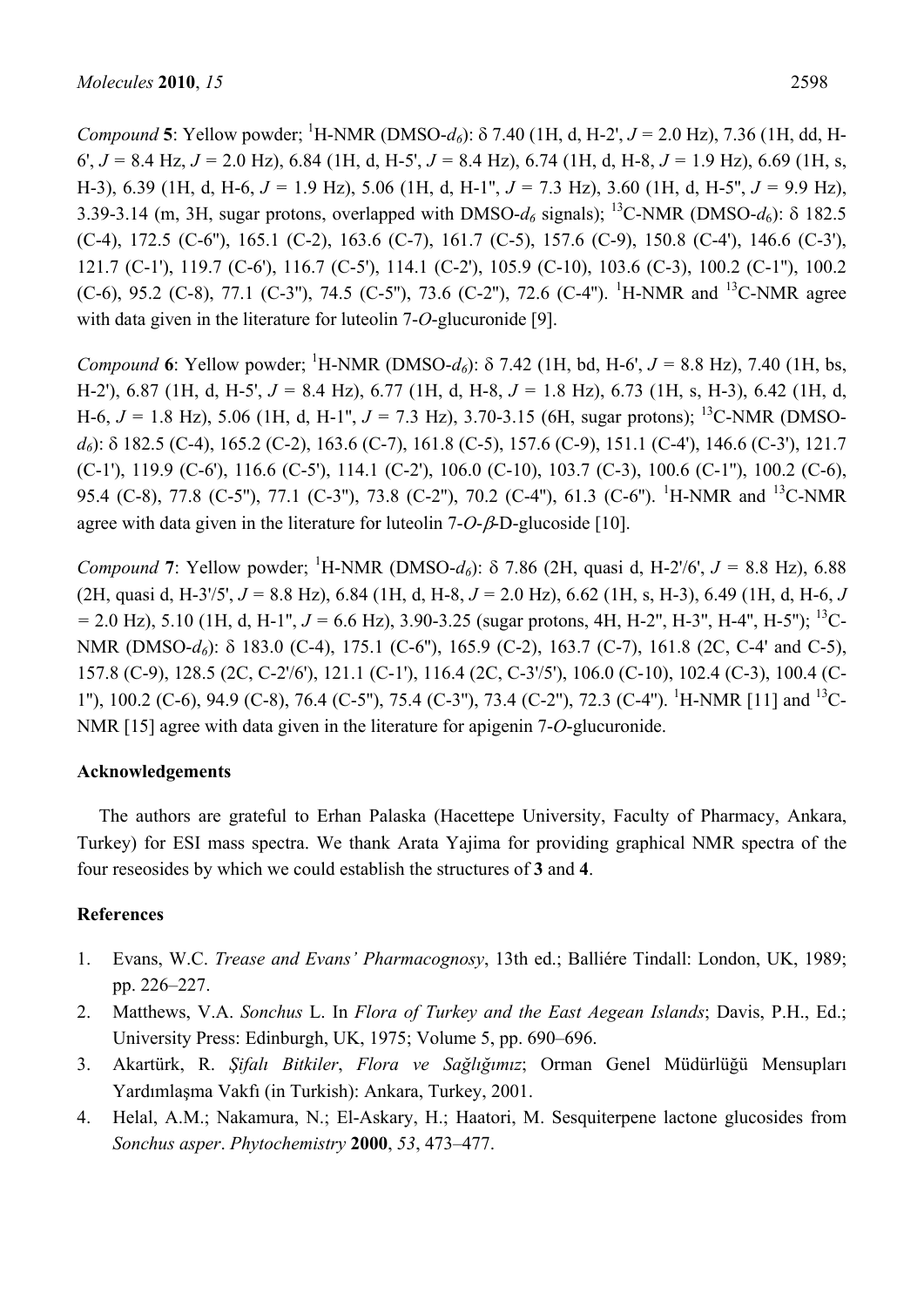*Compound* **5**: Yellow powder; $^{1}$H-NMR (DMSO-$d_6$): δ 7.40 (1H, d, H-2', $J$ = 2.0 Hz), 7.36 (1H, dd, H-6', $J$ = 8.4 Hz, $J$ = 2.0 Hz), 6.84 (1H, d, H-5', $J$ = 8.4 Hz), 6.74 (1H, d, H-8, $J$ = 1.9 Hz), 6.69 (1H, s, H-3), 6.39 (1H, d, H-6, $J$ = 1.9 Hz), 5.06 (1H, d, H-1'', $J$ = 7.3 Hz), 3.60 (1H, d, H-5'', $J$ = 9.9 Hz), 3.39-3.14 (m, 3H, sugar protons, overlapped with DMSO-$d_6$ signals); $^{13}$C-NMR (DMSO-$d_6$): δ 182.5 (C-4), 172.5 (C-6''), 165.1 (C-2), 163.6 (C-7), 161.7 (C-5), 157.6 (C-9), 150.8 (C-4'), 146.6 (C-3'), 121.7 (C-1'), 119.7 (C-6'), 116.7 (C-5'), 114.1 (C-2'), 105.9 (C-10), 103.6 (C-3), 100.2 (C-1''), 100.2 (C-6), 95.2 (C-8), 77.1 (C-3''), 74.5 (C-5''), 73.6 (C-2''), 72.6 (C-4''). $^{1}$H-NMR and $^{13}$C-NMR agree with data given in the literature for luteolin 7-*O*-glucuronide [9].

*Compound* **6**: Yellow powder; $^{1}$H-NMR (DMSO-$d_6$): δ 7.42 (1H, bd, H-6', $J$ = 8.8 Hz), 7.40 (1H, bs, H-2'), 6.87 (1H, d, H-5', $J$ = 8.4 Hz), 6.77 (1H, d, H-8, $J$ = 1.8 Hz), 6.73 (1H, s, H-3), 6.42 (1H, d, H-6, $J$ = 1.8 Hz), 5.06 (1H, d, H-1'', $J$ = 7.3 Hz), 3.70-3.15 (6H, sugar protons); $^{13}$C-NMR (DMSO-$d_6$): δ 182.5 (C-4), 165.2 (C-2), 163.6 (C-7), 161.8 (C-5), 157.6 (C-9), 151.1 (C-4'), 146.6 (C-3'), 121.7 (C-1'), 119.9 (C-6'), 116.6 (C-5'), 114.1 (C-2'), 106.0 (C-10), 103.7 (C-3), 100.6 (C-1''), 100.2 (C-6), 95.4 (C-8), 77.8 (C-5''), 77.1 (C-3''), 73.8 (C-2''), 70.2 (C-4''), 61.3 (C-6''). $^{1}$H-NMR and $^{13}$C-NMR agree with data given in the literature for luteolin 7-*O*-*β*-D-glucoside [10].

*Compound* **7**: Yellow powder; $^{1}$H-NMR (DMSO-$d_6$): δ 7.86 (2H, quasi d, H-2'/6', $J$ = 8.8 Hz), 6.88 (2H, quasi d, H-3'/5', $J$ = 8.8 Hz), 6.84 (1H, d, H-8, $J$ = 2.0 Hz), 6.62 (1H, s, H-3), 6.49 (1H, d, H-6, $J$ = 2.0 Hz), 5.10 (1H, d, H-1'', $J$ = 6.6 Hz), 3.90-3.25 (sugar protons, 4H, H-2'', H-3'', H-4'', H-5''); $^{13}$C-NMR (DMSO-$d_6$): δ 183.0 (C-4), 175.1 (C-6''), 165.9 (C-2), 163.7 (C-7), 161.8 (2C, C-4' and C-5), 157.8 (C-9), 128.5 (2C, C-2'/6'), 121.1 (C-1'), 116.4 (2C, C-3'/5'), 106.0 (C-10), 102.4 (C-3), 100.4 (C-1''), 100.2 (C-6), 94.9 (C-8), 76.4 (C-5''), 75.4 (C-3''), 73.4 (C-2''), 72.3 (C-4''). $^{1}$H-NMR [11] and $^{13}$C-NMR [15] agree with data given in the literature for apigenin 7-*O*-glucuronide.

## Acknowledgements

The authors are grateful to Erhan Palaska (Hacettepe University, Faculty of Pharmacy, Ankara, Turkey) for ESI mass spectra. We thank Arata Yajima for providing graphical NMR spectra of the four reseosides by which we could establish the structures of **3** and **4**.

## References

1. Evans, W.C. *Trease and Evans' Pharmacognosy*, 13th ed.; Balliére Tindall: London, UK, 1989; pp. 226–227.
2. Matthews, V.A. *Sonchus* L. In *Flora of Turkey and the East Aegean Islands*; Davis, P.H., Ed.; University Press: Edinburgh, UK, 1975; Volume 5, pp. 690–696.
3. Akartürk, R. *Şifalı Bitkiler*, *Flora ve Sağlığımız*; Orman Genel Müdürlüğü Mensupları Yardımlaşma Vakfı (in Turkish): Ankara, Turkey, 2001.
4. Helal, A.M.; Nakamura, N.; El-Askary, H.; Haatori, M. Sesquiterpene lactone glucosides from *Sonchus asper*. *Phytochemistry* **2000**, *53*, 473–477.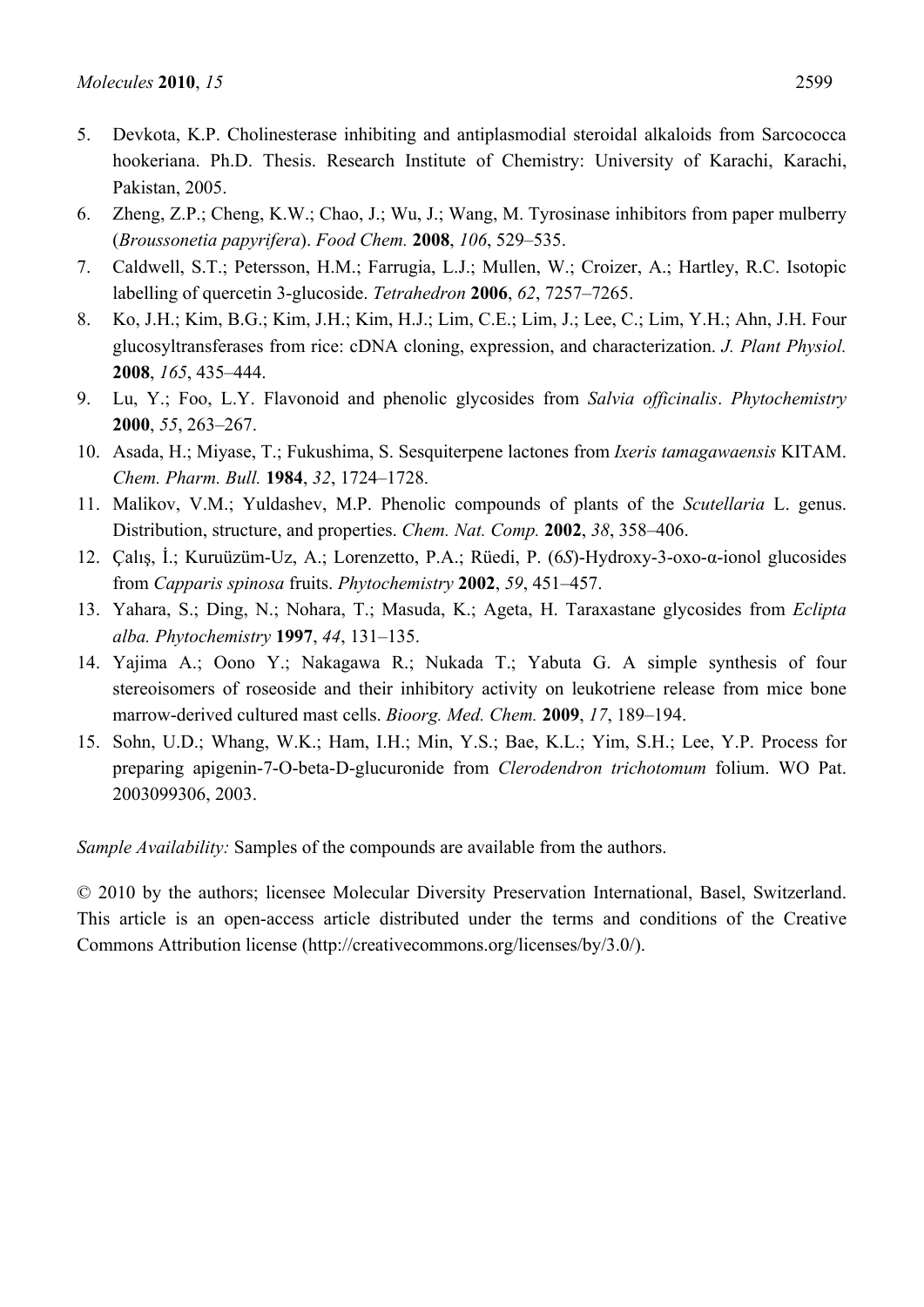5. Devkota, K.P. Cholinesterase inhibiting and antiplasmodial steroidal alkaloids from Sarcococca hookeriana. Ph.D. Thesis. Research Institute of Chemistry: University of Karachi, Karachi, Pakistan, 2005.
6. Zheng, Z.P.; Cheng, K.W.; Chao, J.; Wu, J.; Wang, M. Tyrosinase inhibitors from paper mulberry (*Broussonetia papyrifera*). *Food Chem.* **2008**, *106*, 529–535.
7. Caldwell, S.T.; Petersson, H.M.; Farrugia, L.J.; Mullen, W.; Croizer, A.; Hartley, R.C. Isotopic labelling of quercetin 3-glucoside. *Tetrahedron* **2006**, *62*, 7257–7265.
8. Ko, J.H.; Kim, B.G.; Kim, J.H.; Kim, H.J.; Lim, C.E.; Lim, J.; Lee, C.; Lim, Y.H.; Ahn, J.H. Four glucosyltransferases from rice: cDNA cloning, expression, and characterization. *J. Plant Physiol.* **2008**, *165*, 435–444.
9. Lu, Y.; Foo, L.Y. Flavonoid and phenolic glycosides from *Salvia officinalis*. *Phytochemistry* **2000**, *55*, 263–267.
10. Asada, H.; Miyase, T.; Fukushima, S. Sesquiterpene lactones from *Ixeris tamagawaensis* KITAM. *Chem. Pharm. Bull.* **1984**, *32*, 1724–1728.
11. Malikov, V.M.; Yuldashev, M.P. Phenolic compounds of plants of the *Scutellaria* L. genus. Distribution, structure, and properties. *Chem. Nat. Comp.* **2002**, *38*, 358–406.
12. Çalış, İ.; Kuruüzüm-Uz, A.; Lorenzetto, P.A.; Rüedi, P. (6*S*)-Hydroxy-3-oxo-α-ionol glucosides from *Capparis spinosa* fruits. *Phytochemistry* **2002**, *59*, 451–457.
13. Yahara, S.; Ding, N.; Nohara, T.; Masuda, K.; Ageta, H. Taraxastane glycosides from *Eclipta alba. Phytochemistry* **1997**, *44*, 131–135.
14. Yajima A.; Oono Y.; Nakagawa R.; Nukada T.; Yabuta G. A simple synthesis of four stereoisomers of roseoside and their inhibitory activity on leukotriene release from mice bone marrow-derived cultured mast cells. *Bioorg. Med. Chem.* **2009**, *17*, 189–194.
15. Sohn, U.D.; Whang, W.K.; Ham, I.H.; Min, Y.S.; Bae, K.L.; Yim, S.H.; Lee, Y.P. Process for preparing apigenin-7-O-beta-D-glucuronide from *Clerodendron trichotomum* folium. WO Pat. 2003099306, 2003.

*Sample Availability:* Samples of the compounds are available from the authors.

© 2010 by the authors; licensee Molecular Diversity Preservation International, Basel, Switzerland. This article is an open-access article distributed under the terms and conditions of the Creative Commons Attribution license (http://creativecommons.org/licenses/by/3.0/).